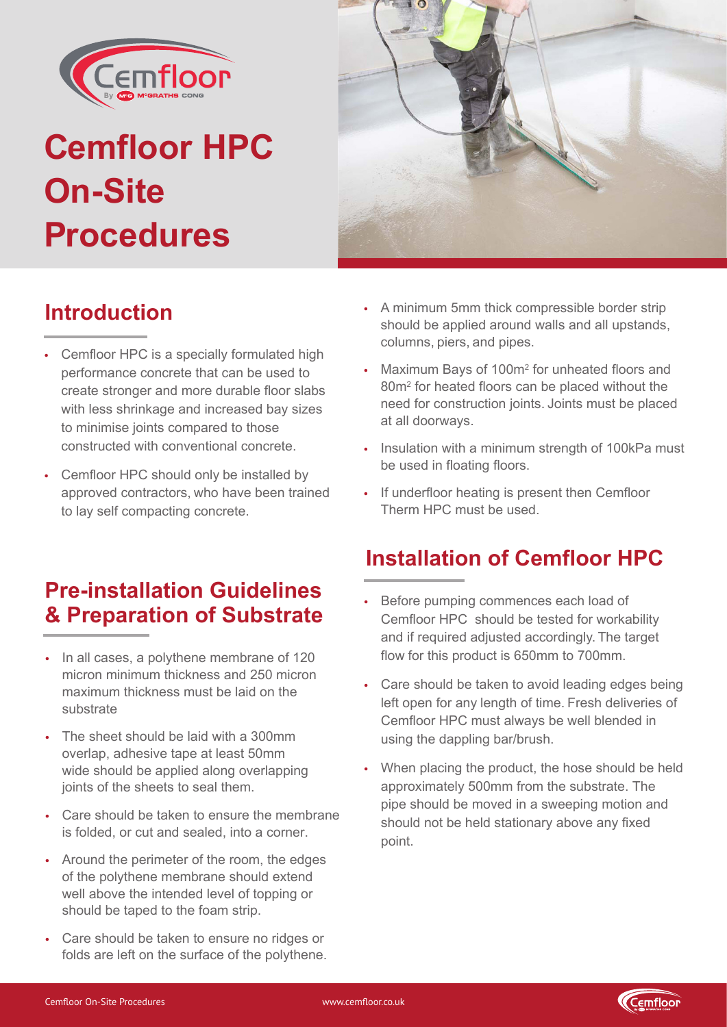# Cemfloor HPC On-Site Procedures

## Introduction

- Cemfloor HPC is a specially formulated high performance concrete that can be used to create stronger and more durable floor slabs with less shrinkage and increased bay sizes to minimise joints compared to those constructed with conventional concrete.
- Cemfloor HPC should only be installed by approved contractors, who have been trained to lay self compacting concrete.

## Pre-installation Guidelines & Preparation of Substrate

- In all cases, a polythene membrane of 120 micron minimum thickness and 250 micron maximum thickness must be laid on the substrate
- The sheet should be laid with a 300mm overlap, adhesive tape at least 50mm wide should be applied along overlapping joints of the sheets to seal them.
- Care should be taken to ensure the membrane is folded, or cut and sealed, into a corner.
- Around the perimeter of the room, the edges of the polythene membrane should extend well above the intended level of topping or should be taped to the foam strip.
- Care should be taken to ensure no ridges or folds are left on the surface of the polythene.
- A minimum 5mm thick compressible border strip should be applied around walls and all upstands, columns, piers, and pipes.
- Maximum Bays of 100m$^2$ for unheated floors and 80m$^2$ for heated floors can be placed without the need for construction joints. Joints must be placed at all doorways.
- Insulation with a minimum strength of 100kPa must be used in floating floors.
- If underfloor heating is present then Cemfloor Therm HPC must be used.

## Installation of Cemfloor HPC

- Before pumping commences each load of Cemfloor HPC should be tested for workability and if required adjusted accordingly. The target flow for this product is 650mm to 700mm.
- Care should be taken to avoid leading edges being left open for any length of time. Fresh deliveries of Cemfloor HPC must always be well blended in using the dappling bar/brush.
- When placing the product, the hose should be held approximately 500mm from the substrate. The pipe should be moved in a sweeping motion and should not be held stationary above any fixed point.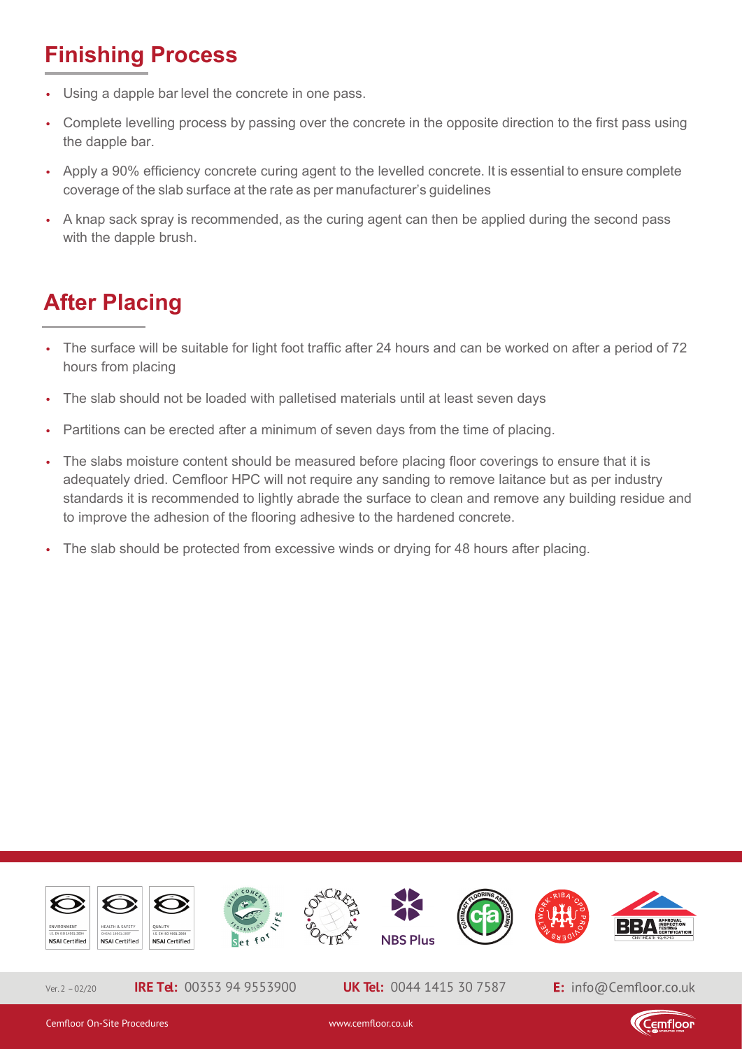## Finishing Process

- Using a dapple bar level the concrete in one pass.
- Complete levelling process by passing over the concrete in the opposite direction to the first pass using the dapple bar.
- Apply a 90% efficiency concrete curing agent to the levelled concrete. It is essential to ensure complete coverage of the slab surface at the rate as per manufacturer's guidelines
- A knap sack spray is recommended, as the curing agent can then be applied during the second pass with the dapple brush.

## After Placing

- The surface will be suitable for light foot traffic after 24 hours and can be worked on after a period of 72 hours from placing
- The slab should not be loaded with palletised materials until at least seven days
- Partitions can be erected after a minimum of seven days from the time of placing.
- The slabs moisture content should be measured before placing floor coverings to ensure that it is adequately dried. Cemfloor HPC will not require any sanding to remove laitance but as per industry standards it is recommended to lightly abrade the surface to clean and remove any building residue and to improve the adhesion of the flooring adhesive to the hardened concrete.
- The slab should be protected from excessive winds or drying for 48 hours after placing.

Ver. 2 – 02/20 **IRE Tel:** 00353 94 9553900 **UK Tel:** 0044 1415 30 7587 **E:** info@Cemfloor.co.uk